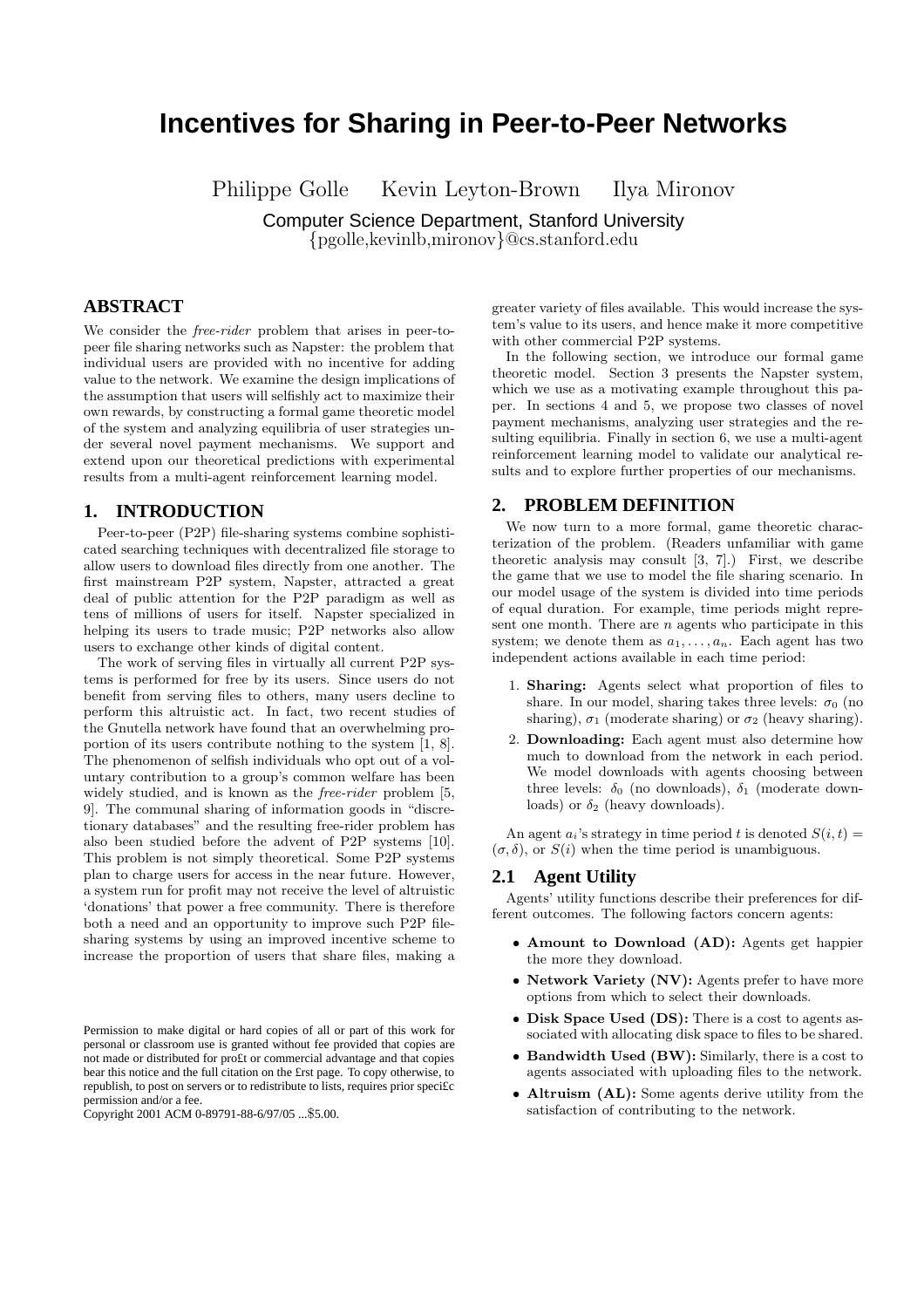# Incentives for Sharing in Peer-to-Peer Networks

Philippe Golle Kevin Leyton-Brown Ilya Mironov

Computer Science Department, Stanford University
{pgolle,kevinlb,mironov}@cs.stanford.edu

## ABSTRACT

We consider the *free-rider* problem that arises in peer-to-peer file sharing networks such as Napster: the problem that individual users are provided with no incentive for adding value to the network. We examine the design implications of the assumption that users will selfishly act to maximize their own rewards, by constructing a formal game theoretic model of the system and analyzing equilibria of user strategies under several novel payment mechanisms. We support and extend upon our theoretical predictions with experimental results from a multi-agent reinforcement learning model.

## 1. INTRODUCTION

Peer-to-peer (P2P) file-sharing systems combine sophisticated searching techniques with decentralized file storage to allow users to download files directly from one another. The first mainstream P2P system, Napster, attracted a great deal of public attention for the P2P paradigm as well as tens of millions of users for itself. Napster specialized in helping its users to trade music; P2P networks also allow users to exchange other kinds of digital content.

The work of serving files in virtually all current P2P systems is performed for free by its users. Since users do not benefit from serving files to others, many users decline to perform this altruistic act. In fact, two recent studies of the Gnutella network have found that an overwhelming proportion of its users contribute nothing to the system [1, 8]. The phenomenon of selfish individuals who opt out of a voluntary contribution to a group's common welfare has been widely studied, and is known as the *free-rider* problem [5, 9]. The communal sharing of information goods in "discretionary databases" and the resulting free-rider problem has also been studied before the advent of P2P systems [10]. This problem is not simply theoretical. Some P2P systems plan to charge users for access in the near future. However, a system run for profit may not receive the level of altruistic 'donations' that power a free community. There is therefore both a need and an opportunity to improve such P2P file-sharing systems by using an improved incentive scheme to increase the proportion of users that share files, making a greater variety of files available. This would increase the system's value to its users, and hence make it more competitive with other commercial P2P systems.

In the following section, we introduce our formal game theoretic model. Section 3 presents the Napster system, which we use as a motivating example throughout this paper. In sections 4 and 5, we propose two classes of novel payment mechanisms, analyzing user strategies and the resulting equilibria. Finally in section 6, we use a multi-agent reinforcement learning model to validate our analytical results and to explore further properties of our mechanisms.

Permission to make digital or hard copies of all or part of this work for personal or classroom use is granted without fee provided that copies are not made or distributed for profit or commercial advantage and that copies bear this notice and the full citation on the first page. To copy otherwise, to republish, to post on servers or to redistribute to lists, requires prior specific permission and/or a fee.
Copyright 2001 ACM 0-89791-88-6/97/05 ...$5.00.

## 2. PROBLEM DEFINITION

We now turn to a more formal, game theoretic characterization of the problem. (Readers unfamiliar with game theoretic analysis may consult [3, 7].) First, we describe the game that we use to model the file sharing scenario. In our model usage of the system is divided into time periods of equal duration. For example, time periods might represent one month. There are $n$ agents who participate in this system; we denote them as $a_1, \ldots, a_n$. Each agent has two independent actions available in each time period:

1. **Sharing:** Agents select what proportion of files to share. In our model, sharing takes three levels: $\sigma_0$ (no sharing), $\sigma_1$ (moderate sharing) or $\sigma_2$ (heavy sharing).
2. **Downloading:** Each agent must also determine how much to download from the network in each period. We model downloads with agents choosing between three levels: $\delta_0$ (no downloads), $\delta_1$ (moderate downloads) or $\delta_2$ (heavy downloads).

An agent $a_i$'s strategy in time period $t$ is denoted $S(i,t) = (\sigma, \delta)$, or $S(i)$ when the time period is unambiguous.

### 2.1 Agent Utility

Agents' utility functions describe their preferences for different outcomes. The following factors concern agents:

- **Amount to Download (AD):** Agents get happier the more they download.
- **Network Variety (NV):** Agents prefer to have more options from which to select their downloads.
- **Disk Space Used (DS):** There is a cost to agents associated with allocating disk space to files to be shared.
- **Bandwidth Used (BW):** Similarly, there is a cost to agents associated with uploading files to the network.
- **Altruism (AL):** Some agents derive utility from the satisfaction of contributing to the network.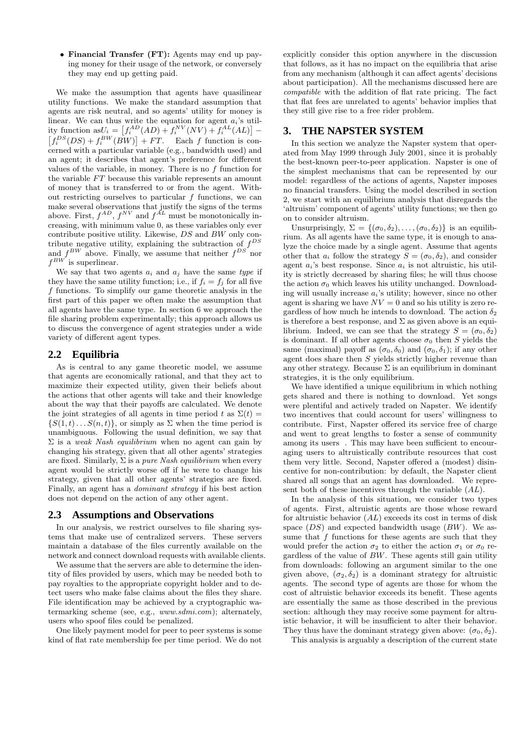- **Financial Transfer (FT):** Agents may end up paying money for their usage of the network, or conversely they may end up getting paid.

We make the assumption that agents have quasilinear utility functions. We make the standard assumption that agents are risk neutral, and so agents' utility for money is linear. We can thus write the equation for agent $a_i$'s utility function as$U_i = \left[f_i^{AD}(AD) + f_i^{NV}(NV) + f_i^{AL}(AL)\right] - \left[f_i^{DS}(DS) + f_i^{BW}(BW)\right] + FT$. Each $f$ function is concerned with a particular variable (e.g., bandwidth used) and an agent; it describes that agent's preference for different values of the variable, in money. There is no $f$ function for the variable $FT$ because this variable represents an amount of money that is transferred to or from the agent. Without restricting ourselves to particular $f$ functions, we can make several observations that justify the signs of the terms above. First, $f^{AD}$, $f^{NV}$ and $f^{AL}$ must be monotonically increasing, with minimum value 0, as these variables only ever contribute positive utility. Likewise, $DS$ and $BW$ only contribute negative utility, explaining the subtraction of $f^{DS}$ and $f^{BW}$ above. Finally, we assume that neither $f^{DS}$ nor $f^{BW}$ is superlinear.

We say that two agents $a_i$ and $a_j$ have the same *type* if they have the same utility function; i.e., if $f_i = f_j$ for all five $f$ functions. To simplify our game theoretic analysis in the first part of this paper we often make the assumption that all agents have the same type. In section 6 we approach the file sharing problem experimentally; this approach allows us to discuss the convergence of agent strategies under a wide variety of different agent types.

## 2.2 Equilibria

As is central to any game theoretic model, we assume that agents are economically rational, and that they act to maximize their expected utility, given their beliefs about the actions that other agents will take and their knowledge about the way that their payoffs are calculated. We denote the joint strategies of all agents in time period $t$ as $\Sigma(t) = \{S(1,t) \ldots S(n,t)\}$, or simply as $\Sigma$ when the time period is unambiguous. Following the usual definition, we say that $\Sigma$ is a *weak Nash equilibrium* when no agent can gain by changing his strategy, given that all other agents' strategies are fixed. Similarly, $\Sigma$ is a *pure Nash equilibrium* when every agent would be strictly worse off if he were to change his strategy, given that all other agents' strategies are fixed. Finally, an agent has a *dominant strategy* if his best action does not depend on the action of any other agent.

## 2.3 Assumptions and Observations

In our analysis, we restrict ourselves to file sharing systems that make use of centralized servers. These servers maintain a database of the files currently available on the network and connect download requests with available clients.

We assume that the servers are able to determine the identity of files provided by users, which may be needed both to pay royalties to the appropriate copyright holder and to detect users who make false claims about the files they share. File identification may be achieved by a cryptographic watermarking scheme (see, e.g., *www.sdmi.com*); alternately, users who spoof files could be penalized.

One likely payment model for peer to peer systems is some kind of flat rate membership fee per time period. We do not explicitly consider this option anywhere in the discussion that follows, as it has no impact on the equilibria that arise from any mechanism (although it can affect agents' decisions about participation). All the mechanisms discussed here are *compatible* with the addition of flat rate pricing. The fact that flat fees are unrelated to agents' behavior implies that they still give rise to a free rider problem.

# 3. THE NAPSTER SYSTEM

In this section we analyze the Napster system that operated from May 1999 through July 2001, since it is probably the best-known peer-to-peer application. Napster is one of the simplest mechanisms that can be represented by our model: regardless of the actions of agents, Napster imposes no financial transfers. Using the model described in section 2, we start with an equilibrium analysis that disregards the 'altruism' component of agents' utility functions; we then go on to consider altruism.

Unsurprisingly, $\Sigma = \{(\sigma_0, \delta_2), \ldots, (\sigma_0, \delta_2)\}$ is an equilibrium. As all agents have the same type, it is enough to analyze the choice made by a single agent. Assume that agents other that $a_i$ follow the strategy $S = (\sigma_0, \delta_2)$, and consider agent $a_i$'s best response. Since $a_i$ is not altruistic, his utility is strictly decreased by sharing files; he will thus choose the action $\sigma_0$ which leaves his utility unchanged. Downloading will usually increase $a_i$'s utility; however, since no other agent is sharing we have $NV = 0$ and so his utility is zero regardless of how much he intends to download. The action $\delta_2$ is therefore a best response, and $\Sigma$ as given above is an equilibrium. Indeed, we can see that the strategy $S = (\sigma_0, \delta_2)$ is dominant. If all other agents choose $\sigma_0$ then $S$ yields the same (maximal) payoff as $(\sigma_0, \delta_0)$ and $(\sigma_0, \delta_1)$; if any other agent does share then $S$ yields strictly higher revenue than any other strategy. Because $\Sigma$ is an equilibrium in dominant strategies, it is the only equilibrium.

We have identified a unique equilibrium in which nothing gets shared and there is nothing to download. Yet songs were plentiful and actively traded on Napster. We identify two incentives that could account for users' willingness to contribute. First, Napster offered its service free of charge and went to great lengths to foster a sense of community among its users . This may have been sufficient to encouraging users to altruistically contribute resources that cost them very little. Second, Napster offered a (modest) disincentive for non-contribution: by default, the Napster client shared all songs that an agent has downloaded. We represent both of these incentives through the variable $(AL)$.

In the analysis of this situation, we consider two types of agents. First, altruistic agents are those whose reward for altruistic behavior $(AL)$ exceeds its cost in terms of disk space $(DS)$ and expected bandwidth usage $(BW)$. We assume that $f$ functions for these agents are such that they would prefer the action $\sigma_2$ to either the action $\sigma_1$ or $\sigma_0$ regardless of the value of $BW$. These agents still gain utility from downloads: following an argument similar to the one given above, $(\sigma_2, \delta_2)$ is a dominant strategy for altruistic agents. The second type of agents are those for whom the cost of altruistic behavior exceeds its benefit. These agents are essentially the same as those described in the previous section: although they may receive some payment for altruistic behavior, it will be insufficient to alter their behavior. They thus have the dominant strategy given above: $(\sigma_0, \delta_2)$.

This analysis is arguably a description of the current state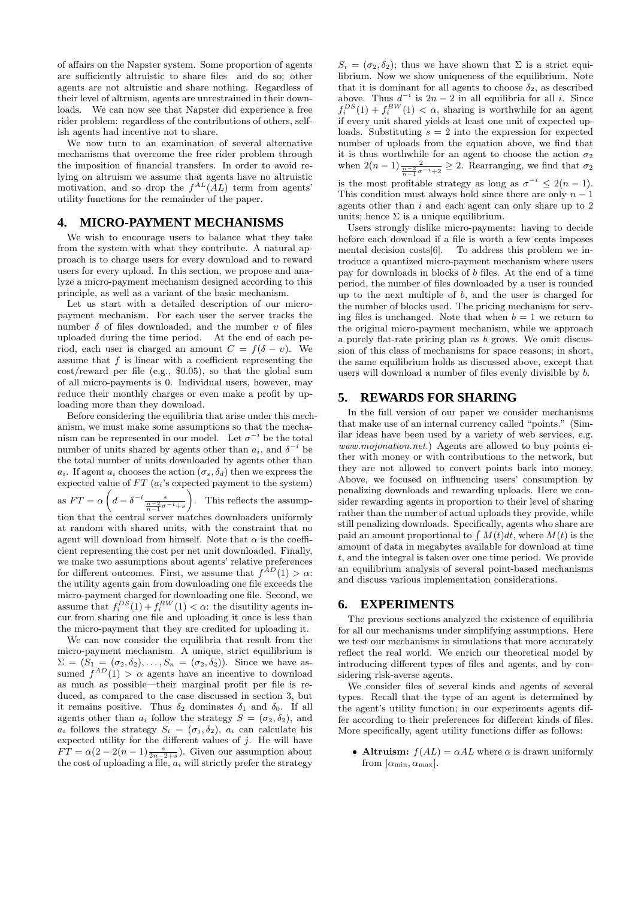of affairs on the Napster system. Some proportion of agents are sufficiently altruistic to share files and do so; other agents are not altruistic and share nothing. Regardless of their level of altruism, agents are unrestrained in their downloads. We can now see that Napster did experience a free rider problem: regardless of the contributions of others, selfish agents had incentive not to share.

We now turn to an examination of several alternative mechanisms that overcome the free rider problem through the imposition of financial transfers. In order to avoid relying on altruism we assume that agents have no altruistic motivation, and so drop the $f^{AL}(AL)$ term from agents' utility functions for the remainder of the paper.

## 4. MICRO-PAYMENT MECHANISMS

We wish to encourage users to balance what they take from the system with what they contribute. A natural approach is to charge users for every download and to reward users for every upload. In this section, we propose and analyze a micro-payment mechanism designed according to this principle, as well as a variant of the basic mechanism.

Let us start with a detailed description of our micro-payment mechanism. For each user the server tracks the number $\delta$ of files downloaded, and the number $\upsilon$ of files uploaded during the time period. At the end of each period, each user is charged an amount $C = f(\delta - \upsilon)$. We assume that $f$ is linear with a coefficient representing the cost/reward per file (e.g., \$0.05), so that the global sum of all micro-payments is 0. Individual users, however, may reduce their monthly charges or even make a profit by uploading more than they download.

Before considering the equilibria that arise under this mechanism, we must make some assumptions so that the mechanism can be represented in our model. Let $\sigma^{-i}$ be the total number of units shared by agents other than $a_i$, and $\delta^{-i}$ be the total number of units downloaded by agents other than $a_i$. If agent $a_i$ chooses the action $(\sigma_s, \delta_d)$ then we express the expected value of $FT$ ($a_i$'s expected payment to the system) as $FT = \alpha\left(d - \delta^{-i}\frac{s}{\frac{n-2}{n-1}\sigma^{-i}+s}\right)$. This reflects the assumption that the central server matches downloaders uniformly at random with shared units, with the constraint that no agent will download from himself. Note that $\alpha$ is the coefficient representing the cost per net unit downloaded. Finally, we make two assumptions about agents' relative preferences for different outcomes. First, we assume that $f^{AD}(1) > \alpha$: the utility agents gain from downloading one file exceeds the micro-payment charged for downloading one file. Second, we assume that $f_i^{DS}(1) + f_i^{BW}(1) < \alpha$: the disutility agents incur from sharing one file and uploading it once is less than the micro-payment that they are credited for uploading it.

We can now consider the equilibria that result from the micro-payment mechanism. A unique, strict equilibrium is $\Sigma = (S_1 = (\sigma_2, \delta_2), \ldots, S_n = (\sigma_2, \delta_2))$. Since we have assumed $f^{AD}(1) > \alpha$ agents have an incentive to download as much as possible—their marginal profit per file is reduced, as compared to the case discussed in section 3, but it remains positive. Thus $\delta_2$ dominates $\delta_1$ and $\delta_0$. If all agents other than $a_i$ follow the strategy $S = (\sigma_2, \delta_2)$, and $a_i$ follows the strategy $S_i = (\sigma_j, \delta_2)$, $a_i$ can calculate his expected utility for the different values of $j$. He will have $FT = \alpha(2 - 2(n-1)\frac{s}{2n-2+s})$. Given our assumption about the cost of uploading a file, $a_i$ will strictly prefer the strategy $S_i = (\sigma_2, \delta_2)$; thus we have shown that $\Sigma$ is a strict equilibrium. Now we show uniqueness of the equilibrium. Note that it is dominant for all agents to choose $\delta_2$, as described above. Thus $d^{-i}$ is $2n-2$ in all equilibria for all $i$. Since $f_i^{DS}(1) + f_i^{BW}(1) < \alpha$, sharing is worthwhile for an agent if every unit shared yields at least one unit of expected uploads. Substituting $s = 2$ into the expression for expected number of uploads from the equation above, we find that it is thus worthwhile for an agent to choose the action $\sigma_2$ when $2(n-1)\frac{2}{\frac{n-2}{n-1}\sigma^{-i}+2} \geq 2$. Rearranging, we find that $\sigma_2$ is the most profitable strategy as long as $\sigma^{-i} \leq 2(n-1)$. This condition must always hold since there are only $n-1$ agents other than $i$ and each agent can only share up to 2 units; hence $\Sigma$ is a unique equilibrium.

Users strongly dislike micro-payments: having to decide before each download if a file is worth a few cents imposes mental decision costs[6]. To address this problem we introduce a quantized micro-payment mechanism where users pay for downloads in blocks of $b$ files. At the end of a time period, the number of files downloaded by a user is rounded up to the next multiple of $b$, and the user is charged for the number of blocks used. The pricing mechanism for serving files is unchanged. Note that when $b = 1$ we return to the original micro-payment mechanism, while we approach a purely flat-rate pricing plan as $b$ grows. We omit discussion of this class of mechanisms for space reasons; in short, the same equilibrium holds as discussed above, except that users will download a number of files evenly divisible by $b$.

## 5. REWARDS FOR SHARING

In the full version of our paper we consider mechanisms that make use of an internal currency called "points." (Similar ideas have been used by a variety of web services, e.g. *www.mojonation.net*.) Agents are allowed to buy points either with money or with contributions to the network, but they are not allowed to convert points back into money. Above, we focused on influencing users' consumption by penalizing downloads and rewarding uploads. Here we consider rewarding agents in proportion to their level of sharing rather than the number of actual uploads they provide, while still penalizing downloads. Specifically, agents who share are paid an amount proportional to $\int M(t)dt$, where $M(t)$ is the amount of data in megabytes available for download at time $t$, and the integral is taken over one time period. We provide an equilibrium analysis of several point-based mechanisms and discuss various implementation considerations.

## 6. EXPERIMENTS

The previous sections analyzed the existence of equilibria for all our mechanisms under simplifying assumptions. Here we test our mechanisms in simulations that more accurately reflect the real world. We enrich our theoretical model by introducing different types of files and agents, and by considering risk-averse agents.

We consider files of several kinds and agents of several types. Recall that the type of an agent is determined by the agent's utility function; in our experiments agents differ according to their preferences for different kinds of files. More specifically, agent utility functions differ as follows:

- **Altruism:** $f(AL) = \alpha AL$ where $\alpha$ is drawn uniformly from $[\alpha_{\min}, \alpha_{\max}]$.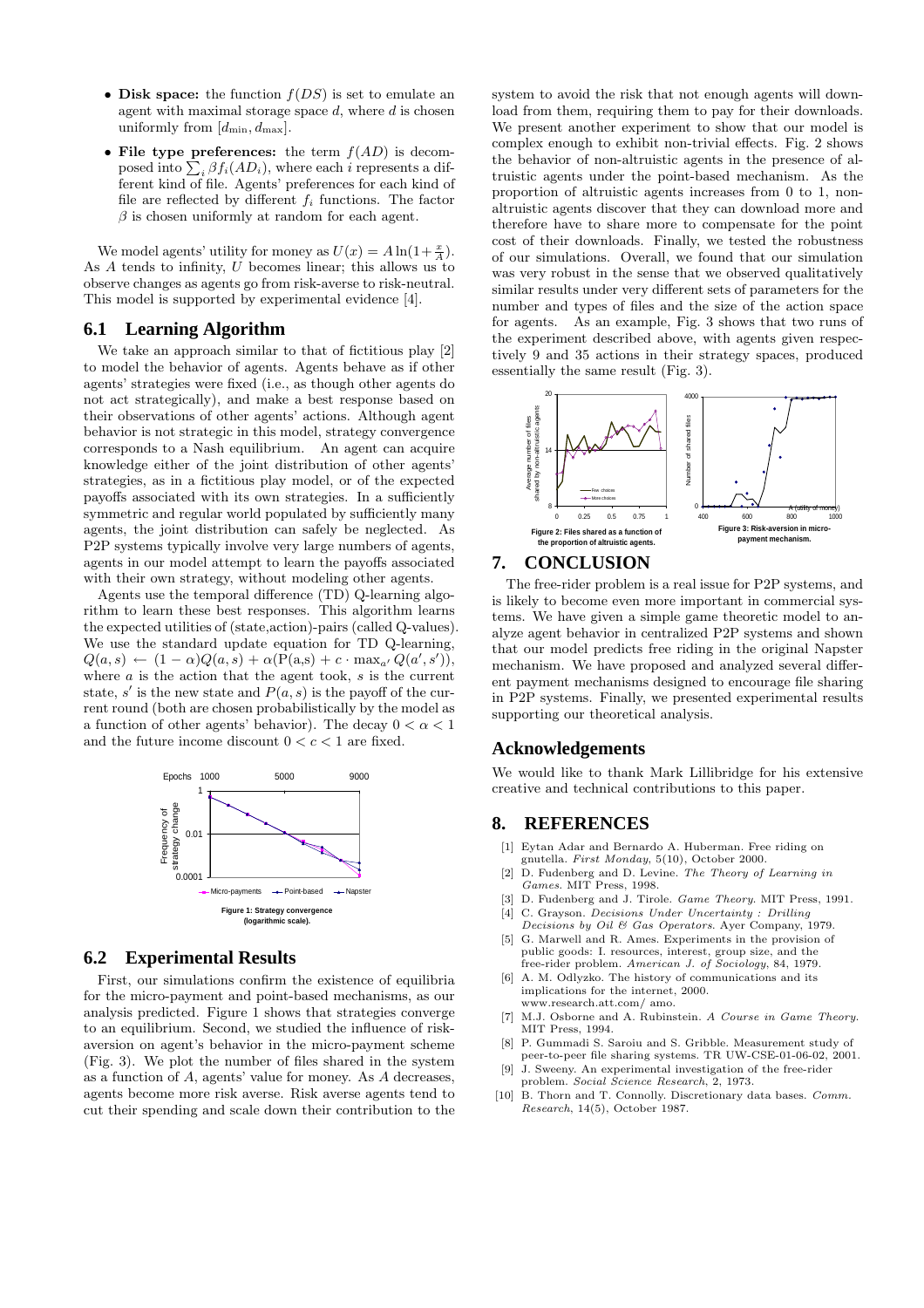- **Disk space:** the function $f(DS)$ is set to emulate an agent with maximal storage space $d$, where $d$ is chosen uniformly from $[d_{\min}, d_{\max}]$.
- **File type preferences:** the term $f(AD)$ is decomposed into $\sum_i \beta f_i(AD_i)$, where each $i$ represents a different kind of file. Agents' preferences for each kind of file are reflected by different $f_i$ functions. The factor $\beta$ is chosen uniformly at random for each agent.

We model agents' utility for money as $U(x) = A \ln(1 + \frac{x}{A})$. As $A$ tends to infinity, $U$ becomes linear; this allows us to observe changes as agents go from risk-averse to risk-neutral. This model is supported by experimental evidence [4].

## 6.1 Learning Algorithm

We take an approach similar to that of fictitious play [2] to model the behavior of agents. Agents behave as if other agents' strategies were fixed (i.e., as though other agents do not act strategically), and make a best response based on their observations of other agents' actions. Although agent behavior is not strategic in this model, strategy convergence corresponds to a Nash equilibrium. An agent can acquire knowledge either of the joint distribution of other agents' strategies, as in a fictitious play model, or of the expected payoffs associated with its own strategies. In a sufficiently symmetric and regular world populated by sufficiently many agents, the joint distribution can safely be neglected. As P2P systems typically involve very large numbers of agents, agents in our model attempt to learn the payoffs associated with their own strategy, without modeling other agents.

Agents use the temporal difference (TD) Q-learning algorithm to learn these best responses. This algorithm learns the expected utilities of (state,action)-pairs (called Q-values). We use the standard update equation for TD Q-learning, $Q(a, s) \leftarrow (1 - \alpha)Q(a, s) + \alpha(\mathrm{P(a,s)} + c \cdot \max_{a'} Q(a', s'))$, where $a$ is the action that the agent took, $s$ is the current state, $s'$ is the new state and $P(a, s)$ is the payoff of the current round (both are chosen probabilistically by the model as a function of other agents' behavior). The decay $0 < \alpha < 1$ and the future income discount $0 < c < 1$ are fixed.

Epochs 1000 5000 9000

1

0.01

0.0001

Frequency of strategy change

Micro-payments Point-based Napster

**Figure 1: Strategy convergence (logarithmic scale).**

## 6.2 Experimental Results

First, our simulations confirm the existence of equilibria for the micro-payment and point-based mechanisms, as our analysis predicted. Figure 1 shows that strategies converge to an equilibrium. Second, we studied the influence of risk-aversion on agent's behavior in the micro-payment scheme (Fig. 3). We plot the number of files shared in the system as a function of $A$, agents' value for money. As $A$ decreases, agents become more risk averse. Risk averse agents tend to cut their spending and scale down their contribution to the system to avoid the risk that not enough agents will download from them, requiring them to pay for their downloads. We present another experiment to show that our model is complex enough to exhibit non-trivial effects. Fig. 2 shows the behavior of non-altruistic agents in the presence of altruistic agents under the point-based mechanism. As the proportion of altruistic agents increases from 0 to 1, non-altruistic agents discover that they can download more and therefore have to share more to compensate for the point cost of their downloads. Finally, we tested the robustness of our simulations. Overall, we found that our simulation was very robust in the sense that we observed qualitatively similar results under very different sets of parameters for the number and types of files and the size of the action space for agents. As an example, Fig. 3 shows that two runs of the experiment described above, with agents given respectively 9 and 35 actions in their strategy spaces, produced essentially the same result (Fig. 3).

20

14

8

0 0.25 0.5 0.75 1

Average number of files shared by non-altruistic agents

Few choices

More choices

**Figure 2: Files shared as a function of the proportion of altruistic agents.**

4000

0

400 600 800 1000

Number of shared files

A (utility of money)

**Figure 3: Risk-aversion in micro-payment mechanism.**

## 7. CONCLUSION

The free-rider problem is a real issue for P2P systems, and is likely to become even more important in commercial systems. We have given a simple game theoretic model to analyze agent behavior in centralized P2P systems and shown that our model predicts free riding in the original Napster mechanism. We have proposed and analyzed several different payment mechanisms designed to encourage file sharing in P2P systems. Finally, we presented experimental results supporting our theoretical analysis.

## Acknowledgements

We would like to thank Mark Lillibridge for his extensive creative and technical contributions to this paper.

## 8. REFERENCES

[1] Eytan Adar and Bernardo A. Huberman. Free riding on gnutella. *First Monday*, 5(10), October 2000.

[2] D. Fudenberg and D. Levine. *The Theory of Learning in Games*. MIT Press, 1998.

[3] D. Fudenberg and J. Tirole. *Game Theory*. MIT Press, 1991.

[4] C. Grayson. *Decisions Under Uncertainty : Drilling Decisions by Oil & Gas Operators*. Ayer Company, 1979.

[5] G. Marwell and R. Ames. Experiments in the provision of public goods: I. resources, interest, group size, and the free-rider problem. *American J. of Sociology*, 84, 1979.

[6] A. M. Odlyzko. The history of communications and its implications for the internet, 2000. www.research.att.com/ amo.

[7] M.J. Osborne and A. Rubinstein. *A Course in Game Theory*. MIT Press, 1994.

[8] P. Gummadi S. Saroiu and S. Gribble. Measurement study of peer-to-peer file sharing systems. TR UW-CSE-01-06-02, 2001.

[9] J. Sweeny. An experimental investigation of the free-rider problem. *Social Science Research*, 2, 1973.

[10] B. Thorn and T. Connolly. Discretionary data bases. *Comm. Research*, 14(5), October 1987.